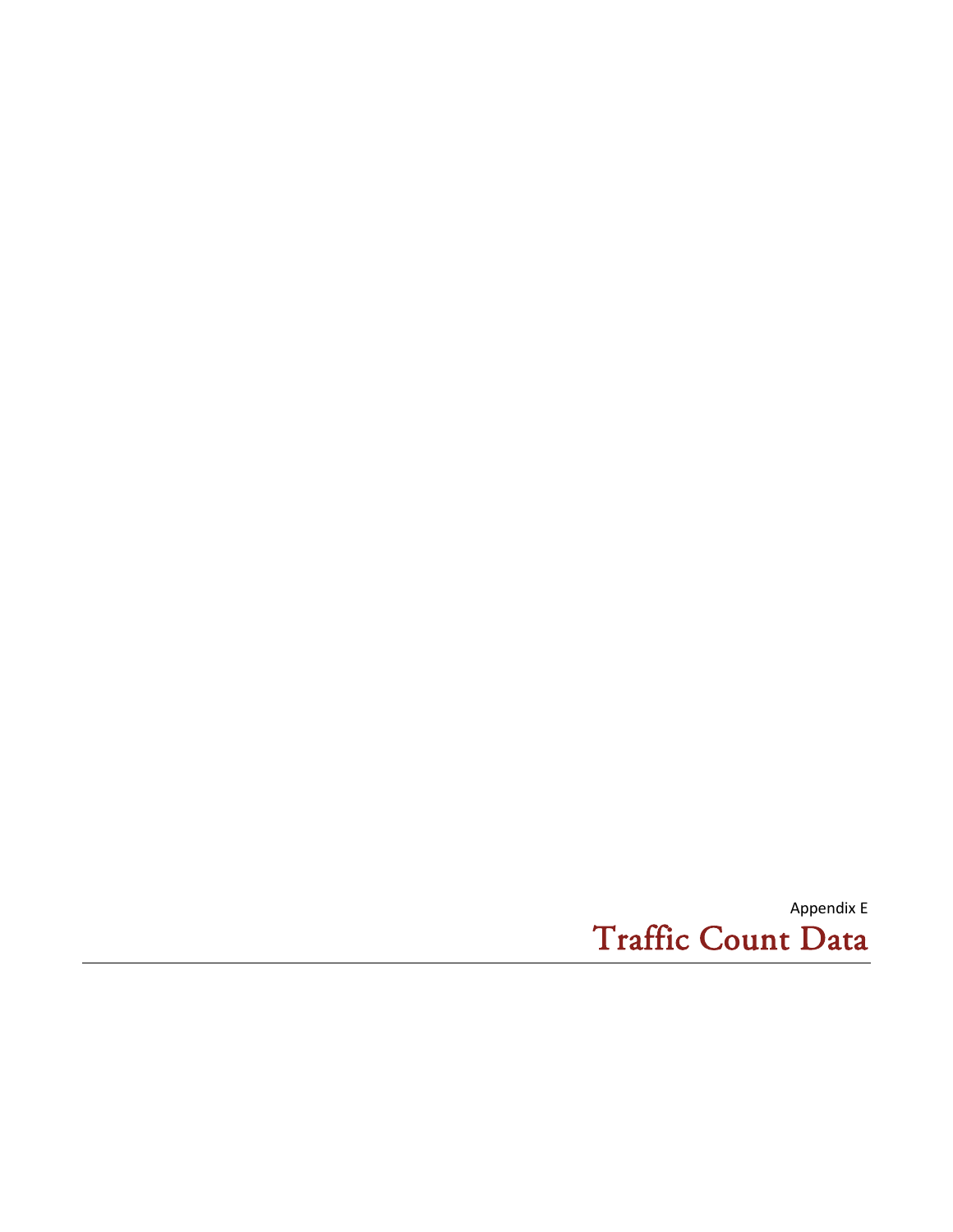Appendix E

# Traffic Count Data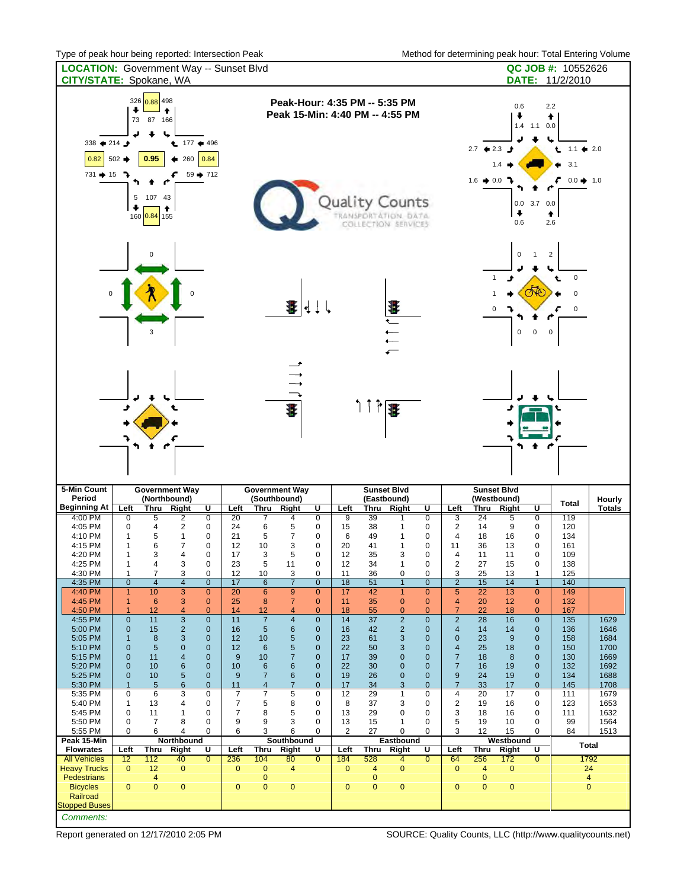Type of peak hour being reported: Intersection Peak

Method for determining peak hour: Total Entering Volume

**LOCATION:** Government Way -- Sunset Blvd

**CITY/STATE:** Spokane, WA

**QC JOB #:** 10552626

**DATE:** 11/2/2010

**Peak-Hour: 4:35 PM -- 5:35 PM**

**Peak 15-Min: 4:40 PM -- 4:55 PM**

Quality Counts — TRANSPORTATION DATA COLLECTION SERVICES

| 5-Min Count Period Beginning At | Government Way (Northbound) | | | | Government Way (Southbound) | | | | Sunset Blvd (Eastbound) | | | | Sunset Blvd (Westbound) | | | | Total | Hourly Totals |
|---|---|---|---|---|---|---|---|---|---|---|---|---|---|---|---|---|---|---|
| | Left | Thru | Right | U | Left | Thru | Right | U | Left | Thru | Right | U | Left | Thru | Right | U | | |
| 4:00 PM | 0 | 5 | 2 | 0 | 20 | 7 | 4 | 0 | 9 | 39 | 1 | 0 | 3 | 24 | 5 | 0 | 119 | |
| 4:05 PM | 0 | 4 | 2 | 0 | 24 | 6 | 5 | 0 | 15 | 38 | 1 | 0 | 2 | 14 | 9 | 0 | 120 | |
| 4:10 PM | 1 | 5 | 1 | 0 | 21 | 5 | 7 | 0 | 6 | 49 | 1 | 0 | 4 | 18 | 16 | 0 | 134 | |
| 4:15 PM | 1 | 6 | 7 | 0 | 12 | 10 | 3 | 0 | 20 | 41 | 1 | 0 | 11 | 36 | 13 | 0 | 161 | |
| 4:20 PM | 1 | 3 | 4 | 0 | 17 | 3 | 5 | 0 | 12 | 35 | 3 | 0 | 4 | 11 | 11 | 0 | 109 | |
| 4:25 PM | 1 | 4 | 3 | 0 | 23 | 5 | 11 | 0 | 12 | 34 | 1 | 0 | 2 | 27 | 15 | 0 | 138 | |
| 4:30 PM | 1 | 7 | 3 | 0 | 12 | 10 | 3 | 0 | 11 | 36 | 0 | 0 | 3 | 25 | 13 | 1 | 125 | |
| 4:35 PM | 0 | 4 | 4 | 0 | 17 | 6 | 7 | 0 | 18 | 51 | 1 | 0 | 2 | 15 | 14 | 1 | 140 | |
| 4:40 PM | 1 | 10 | 3 | 0 | 20 | 6 | 9 | 0 | 17 | 42 | 1 | 0 | 5 | 22 | 13 | 0 | 149 | |
| 4:45 PM | 1 | 6 | 3 | 0 | 25 | 8 | 7 | 0 | 11 | 35 | 0 | 0 | 4 | 20 | 12 | 0 | 132 | |
| 4:50 PM | 1 | 12 | 4 | 0 | 14 | 12 | 4 | 0 | 18 | 55 | 0 | 0 | 7 | 22 | 18 | 0 | 167 | |
| 4:55 PM | 0 | 11 | 3 | 0 | 11 | 7 | 4 | 0 | 14 | 37 | 2 | 0 | 2 | 28 | 16 | 0 | 135 | 1629 |
| 5:00 PM | 0 | 15 | 2 | 0 | 16 | 5 | 6 | 0 | 16 | 42 | 2 | 0 | 4 | 14 | 14 | 0 | 136 | 1646 |
| 5:05 PM | 1 | 8 | 3 | 0 | 12 | 10 | 5 | 0 | 23 | 61 | 3 | 0 | 0 | 23 | 9 | 0 | 158 | 1684 |
| 5:10 PM | 0 | 5 | 0 | 0 | 12 | 6 | 5 | 0 | 22 | 50 | 3 | 0 | 4 | 25 | 18 | 0 | 150 | 1700 |
| 5:15 PM | 0 | 11 | 4 | 0 | 9 | 10 | 7 | 0 | 17 | 39 | 0 | 0 | 7 | 18 | 8 | 0 | 130 | 1669 |
| 5:20 PM | 0 | 10 | 6 | 0 | 10 | 6 | 6 | 0 | 22 | 30 | 0 | 0 | 7 | 16 | 19 | 0 | 132 | 1692 |
| 5:25 PM | 0 | 10 | 5 | 0 | 9 | 7 | 6 | 0 | 19 | 26 | 0 | 0 | 9 | 24 | 19 | 0 | 134 | 1688 |
| 5:30 PM | 1 | 5 | 6 | 0 | 11 | 4 | 7 | 0 | 17 | 34 | 3 | 0 | 7 | 33 | 17 | 0 | 145 | 1708 |
| 5:35 PM | 0 | 6 | 3 | 0 | 7 | 7 | 5 | 0 | 12 | 29 | 1 | 0 | 4 | 20 | 17 | 0 | 111 | 1679 |
| 5:40 PM | 1 | 13 | 4 | 0 | 7 | 5 | 8 | 0 | 8 | 37 | 3 | 0 | 2 | 19 | 16 | 0 | 123 | 1653 |
| 5:45 PM | 0 | 11 | 1 | 0 | 7 | 8 | 5 | 0 | 13 | 29 | 0 | 0 | 3 | 18 | 16 | 0 | 111 | 1632 |
| 5:50 PM | 0 | 7 | 8 | 0 | 9 | 9 | 3 | 0 | 13 | 15 | 1 | 0 | 5 | 19 | 10 | 0 | 99 | 1564 |
| 5:55 PM | 0 | 6 | 4 | 0 | 6 | 3 | 6 | 0 | 2 | 27 | 0 | 0 | 3 | 12 | 15 | 0 | 84 | 1513 |

| Peak 15-Min Flowrates | Northbound | | | | Southbound | | | | Eastbound | | | | Westbound | | | | Total |
|---|---|---|---|---|---|---|---|---|---|---|---|---|---|---|---|---|---|
| | Left | Thru | Right | U | Left | Thru | Right | U | Left | Thru | Right | U | Left | Thru | Right | U | |
| All Vehicles | 12 | 112 | 40 | 0 | 236 | 104 | 80 | 0 | 184 | 528 | 4 | 0 | 64 | 256 | 172 | 0 | 1792 |
| Heavy Trucks | 0 | 12 | 0 | | 0 | 0 | 4 | | 0 | 4 | 0 | | 0 | 4 | 0 | | 24 |
| Pedestrians | | 4 | | | | 0 | | | | 0 | | | | 0 | | | 4 |
| Bicycles | 0 | 0 | 0 | | 0 | 0 | 0 | | 0 | 0 | 0 | | 0 | 0 | 0 | | 0 |
| Railroad | | | | | | | | | | | | | | | | | |
| Stopped Buses | | | | | | | | | | | | | | | | | |

*Comments:*

Report generated on 12/17/2010 2:05 PM

SOURCE: Quality Counts, LLC (http://www.qualitycounts.net)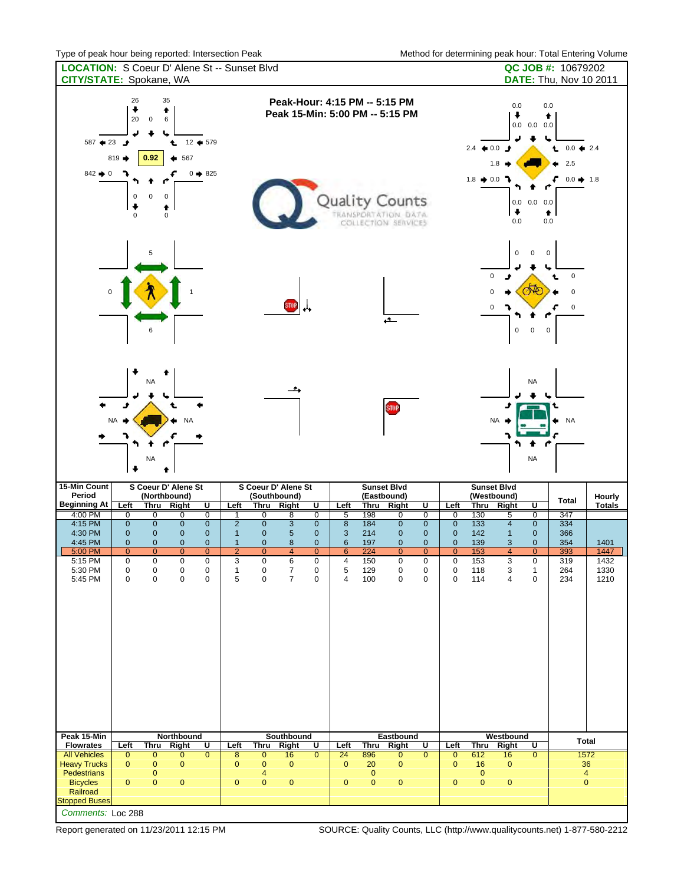Type of peak hour being reported: Intersection Peak

Method for determining peak hour: Total Entering Volume

**LOCATION:** S Coeur D' Alene St -- Sunset Blvd

**CITY/STATE:** Spokane, WA

**QC JOB #:** 10679202

**DATE:** Thu, Nov 10 2011

**Peak-Hour: 4:15 PM -- 5:15 PM**

**Peak 15-Min: 5:00 PM -- 5:15 PM**

| 15-Min Count Period Beginning At | S Coeur D' Alene St (Northbound) | | | | S Coeur D' Alene St (Southbound) | | | | Sunset Blvd (Eastbound) | | | | Sunset Blvd (Westbound) | | | | Total | Hourly Totals |
|---|---|---|---|---|---|---|---|---|---|---|---|---|---|---|---|---|---|---|
| | Left | Thru | Right | U | Left | Thru | Right | U | Left | Thru | Right | U | Left | Thru | Right | U | | |
| 4:00 PM | 0 | 0 | 0 | 0 | 1 | 0 | 8 | 0 | 5 | 198 | 0 | 0 | 0 | 130 | 5 | 0 | 347 | |
| 4:15 PM | 0 | 0 | 0 | 0 | 2 | 0 | 3 | 0 | 8 | 184 | 0 | 0 | 0 | 133 | 4 | 0 | 334 | |
| 4:30 PM | 0 | 0 | 0 | 0 | 1 | 0 | 5 | 0 | 3 | 214 | 0 | 0 | 0 | 142 | 1 | 0 | 366 | |
| 4:45 PM | 0 | 0 | 0 | 0 | 1 | 0 | 8 | 0 | 6 | 197 | 0 | 0 | 0 | 139 | 3 | 0 | 354 | 1401 |
| 5:00 PM | 0 | 0 | 0 | 0 | 2 | 0 | 4 | 0 | 6 | 224 | 0 | 0 | 0 | 153 | 4 | 0 | 393 | 1447 |
| 5:15 PM | 0 | 0 | 0 | 0 | 3 | 0 | 6 | 0 | 4 | 150 | 0 | 0 | 0 | 153 | 3 | 0 | 319 | 1432 |
| 5:30 PM | 0 | 0 | 0 | 0 | 1 | 0 | 7 | 0 | 5 | 129 | 0 | 0 | 0 | 118 | 3 | 1 | 264 | 1330 |
| 5:45 PM | 0 | 0 | 0 | 0 | 5 | 0 | 7 | 0 | 4 | 100 | 0 | 0 | 0 | 114 | 4 | 0 | 234 | 1210 |

| Peak 15-Min Flowrates | Northbound | | | | Southbound | | | | Eastbound | | | | Westbound | | | | Total |
|---|---|---|---|---|---|---|---|---|---|---|---|---|---|---|---|---|---|
| | Left | Thru | Right | U | Left | Thru | Right | U | Left | Thru | Right | U | Left | Thru | Right | U | |
| All Vehicles | 0 | 0 | 0 | 0 | 8 | 0 | 16 | 0 | 24 | 896 | 0 | 0 | 0 | 612 | 16 | 0 | 1572 |
| Heavy Trucks | 0 | 0 | 0 | | 0 | 0 | 0 | | 0 | 20 | 0 | | 0 | 16 | 0 | | 36 |
| Pedestrians | | 0 | | | | 4 | | | | 0 | | | | 0 | | | 4 |
| Bicycles | 0 | 0 | 0 | | 0 | 0 | 0 | | 0 | 0 | 0 | | 0 | 0 | 0 | | 0 |
| Railroad | | | | | | | | | | | | | | | | | |
| Stopped Buses | | | | | | | | | | | | | | | | | |

*Comments:* Loc 288

Report generated on 11/23/2011 12:15 PM

SOURCE: Quality Counts, LLC (http://www.qualitycounts.net) 1-877-580-2212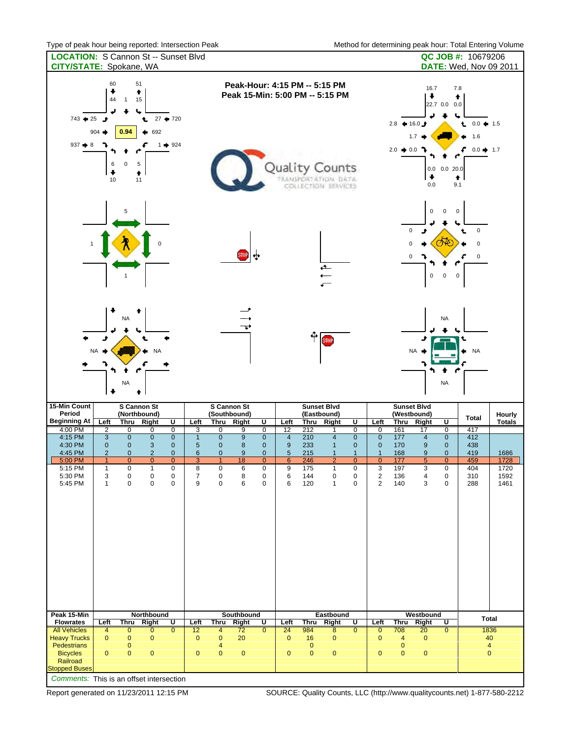Type of peak hour being reported: Intersection Peak

Method for determining peak hour: Total Entering Volume

**LOCATION:** S Cannon St -- Sunset Blvd

**CITY/STATE:** Spokane, WA

**QC JOB #:** 10679206

**DATE:** Wed, Nov 09 2011

**Peak-Hour: 4:15 PM -- 5:15 PM**

**Peak 15-Min: 5:00 PM -- 5:15 PM**

| 15-Min Count Period Beginning At | S Cannon St (Northbound) | | | | S Cannon St (Southbound) | | | | Sunset Blvd (Eastbound) | | | | Sunset Blvd (Westbound) | | | | Total | Hourly Totals |
|---|---|---|---|---|---|---|---|---|---|---|---|---|---|---|---|---|---|---|
| | Left | Thru | Right | U | Left | Thru | Right | U | Left | Thru | Right | U | Left | Thru | Right | U | | |
| 4:00 PM | 2 | 0 | 0 | 0 | 3 | 0 | 9 | 0 | 12 | 212 | 1 | 0 | 0 | 161 | 17 | 0 | 417 | |
| 4:15 PM | 3 | 0 | 0 | 0 | 1 | 0 | 9 | 0 | 4 | 210 | 4 | 0 | 0 | 177 | 4 | 0 | 412 | |
| 4:30 PM | 0 | 0 | 3 | 0 | 5 | 0 | 8 | 0 | 9 | 233 | 1 | 0 | 0 | 170 | 9 | 0 | 438 | |
| 4:45 PM | 2 | 0 | 2 | 0 | 6 | 0 | 9 | 0 | 5 | 215 | 1 | 1 | 1 | 168 | 9 | 0 | 419 | 1686 |
| 5:00 PM | 1 | 0 | 0 | 0 | 3 | 1 | 18 | 0 | 6 | 246 | 2 | 0 | 0 | 177 | 5 | 0 | 459 | 1728 |
| 5:15 PM | 1 | 0 | 1 | 0 | 8 | 0 | 6 | 0 | 9 | 175 | 1 | 0 | 3 | 197 | 3 | 0 | 404 | 1720 |
| 5:30 PM | 3 | 0 | 0 | 0 | 7 | 0 | 8 | 0 | 6 | 144 | 0 | 0 | 2 | 136 | 4 | 0 | 310 | 1592 |
| 5:45 PM | 1 | 0 | 0 | 0 | 9 | 0 | 6 | 0 | 6 | 120 | 1 | 0 | 2 | 140 | 3 | 0 | 288 | 1461 |

| Peak 15-Min Flowrates | Northbound | | | | Southbound | | | | Eastbound | | | | Westbound | | | | Total |
|---|---|---|---|---|---|---|---|---|---|---|---|---|---|---|---|---|---|
| | Left | Thru | Right | U | Left | Thru | Right | U | Left | Thru | Right | U | Left | Thru | Right | U | |
| All Vehicles | 4 | 0 | 0 | 0 | 12 | 4 | 72 | 0 | 24 | 984 | 8 | 0 | 0 | 708 | 20 | 0 | 1836 |
| Heavy Trucks | 0 | 0 | 0 | | 0 | 0 | 20 | | 0 | 16 | 0 | | 0 | 4 | 0 | | 40 |
| Pedestrians | | 0 | | | | 4 | | | | 0 | | | | 0 | | | 4 |
| Bicycles | 0 | 0 | 0 | | 0 | 0 | 0 | | 0 | 0 | 0 | | 0 | 0 | 0 | | 0 |
| Railroad | | | | | | | | | | | | | | | | | |
| Stopped Buses | | | | | | | | | | | | | | | | | |

*Comments:* This is an offset intersection

Report generated on 11/23/2011 12:15 PM

SOURCE: Quality Counts, LLC (http://www.qualitycounts.net) 1-877-580-2212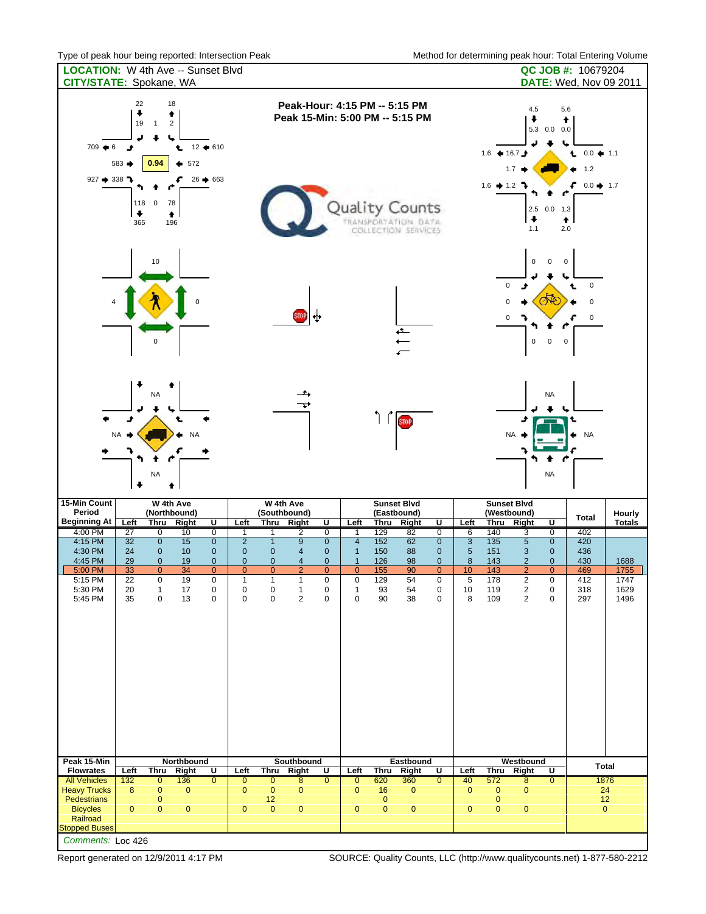Type of peak hour being reported: Intersection Peak

Method for determining peak hour: Total Entering Volume

**LOCATION:** W 4th Ave -- Sunset Blvd

**CITY/STATE:** Spokane, WA

**QC JOB #:** 10679204

**DATE:** Wed, Nov 09 2011

**Peak-Hour: 4:15 PM -- 5:15 PM**

**Peak 15-Min: 5:00 PM -- 5:15 PM**

| 15-Min Count Period Beginning At | W 4th Ave (Northbound) | | | | W 4th Ave (Southbound) | | | | Sunset Blvd (Eastbound) | | | | Sunset Blvd (Westbound) | | | | Total | Hourly Totals |
|---|---|---|---|---|---|---|---|---|---|---|---|---|---|---|---|---|---|---|
| | Left | Thru | Right | U | Left | Thru | Right | U | Left | Thru | Right | U | Left | Thru | Right | U | | |
| 4:00 PM | 27 | 0 | 10 | 0 | 1 | 1 | 2 | 0 | 1 | 129 | 82 | 0 | 6 | 140 | 3 | 0 | 402 | |
| 4:15 PM | 32 | 0 | 15 | 0 | 2 | 1 | 9 | 0 | 4 | 152 | 62 | 0 | 3 | 135 | 5 | 0 | 420 | |
| 4:30 PM | 24 | 0 | 10 | 0 | 0 | 0 | 4 | 0 | 1 | 150 | 88 | 0 | 5 | 151 | 3 | 0 | 436 | |
| 4:45 PM | 29 | 0 | 19 | 0 | 0 | 0 | 4 | 0 | 1 | 126 | 98 | 0 | 8 | 143 | 2 | 0 | 430 | 1688 |
| 5:00 PM | 33 | 0 | 34 | 0 | 0 | 0 | 2 | 0 | 0 | 155 | 90 | 0 | 10 | 143 | 2 | 0 | 469 | 1755 |
| 5:15 PM | 22 | 0 | 19 | 0 | 1 | 1 | 1 | 0 | 0 | 129 | 54 | 0 | 5 | 178 | 2 | 0 | 412 | 1747 |
| 5:30 PM | 20 | 1 | 17 | 0 | 0 | 0 | 1 | 0 | 1 | 93 | 54 | 0 | 10 | 119 | 2 | 0 | 318 | 1629 |
| 5:45 PM | 35 | 0 | 13 | 0 | 0 | 0 | 2 | 0 | 0 | 90 | 38 | 0 | 8 | 109 | 2 | 0 | 297 | 1496 |

| Peak 15-Min Flowrates | Northbound | | | | Southbound | | | | Eastbound | | | | Westbound | | | | Total |
|---|---|---|---|---|---|---|---|---|---|---|---|---|---|---|---|---|---|
| | Left | Thru | Right | U | Left | Thru | Right | U | Left | Thru | Right | U | Left | Thru | Right | U | |
| All Vehicles | 132 | 0 | 136 | 0 | 0 | 0 | 8 | 0 | 0 | 620 | 360 | 0 | 40 | 572 | 8 | 0 | 1876 |
| Heavy Trucks | 8 | 0 | 0 | | 0 | 0 | 0 | | 0 | 16 | 0 | | 0 | 0 | 0 | | 24 |
| Pedestrians | | 0 | | | | 12 | | | | 0 | | | | 0 | | | 12 |
| Bicycles | 0 | 0 | 0 | | 0 | 0 | 0 | | 0 | 0 | 0 | | 0 | 0 | 0 | | 0 |
| Railroad | | | | | | | | | | | | | | | | | |
| Stopped Buses | | | | | | | | | | | | | | | | | |

*Comments:* Loc 426

Report generated on 12/9/2011 4:17 PM

SOURCE: Quality Counts, LLC (http://www.qualitycounts.net) 1-877-580-2212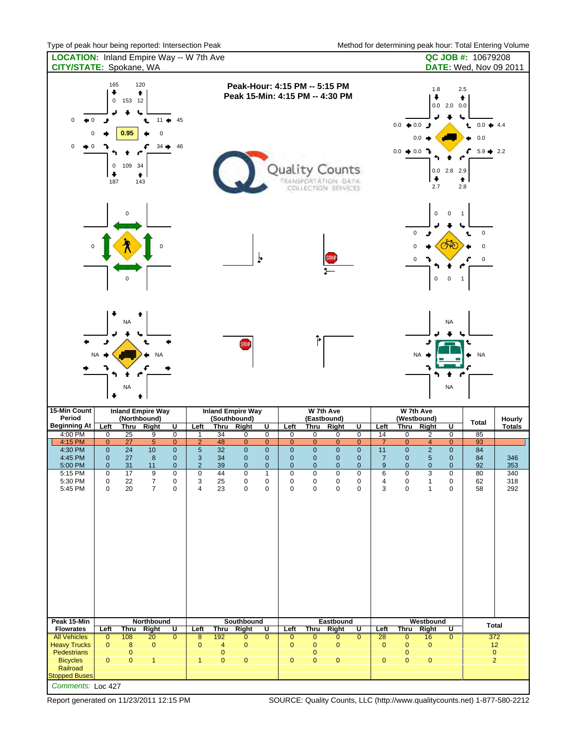Type of peak hour being reported: Intersection Peak

Method for determining peak hour: Total Entering Volume

**LOCATION:** Inland Empire Way -- W 7th Ave

**CITY/STATE:** Spokane, WA

**QC JOB #:** 10679208

**DATE:** Wed, Nov 09 2011

**Peak-Hour: 4:15 PM -- 5:15 PM**

**Peak 15-Min: 4:15 PM -- 4:30 PM**

165
120
0 153 12
0 0
11 45
0 0.95 0
0 0
34 46
0 109 34
187 143

1.8 2.5
0.0 2.0 0.0
0.0 0.0
0.0 4.4
0.0 0.0
0.0 0.0
5.9 2.2
0.0 2.8 2.9
2.7 2.8

0
0 0
0

0 0 1
0 0
0 0
0 0
0 0 1

NA
NA NA
NA

NA
NA NA
NA

| 15-Min Count Period Beginning At | Inland Empire Way (Northbound) Left | Thru | Right | U | Inland Empire Way (Southbound) Left | Thru | Right | U | W 7th Ave (Eastbound) Left | Thru | Right | U | W 7th Ave (Westbound) Left | Thru | Right | U | Total | Hourly Totals |
|---|---|---|---|---|---|---|---|---|---|---|---|---|---|---|---|---|---|---|
| 4:00 PM | 0 | 25 | 9 | 0 | 1 | 34 | 0 | 0 | 0 | 0 | 0 | 0 | 14 | 0 | 2 | 0 | 85 | |
| 4:15 PM | 0 | 27 | 5 | 0 | 2 | 48 | 0 | 0 | 0 | 0 | 0 | 0 | 7 | 0 | 4 | 0 | 93 | |
| 4:30 PM | 0 | 24 | 10 | 0 | 5 | 32 | 0 | 0 | 0 | 0 | 0 | 0 | 11 | 0 | 2 | 0 | 84 | |
| 4:45 PM | 0 | 27 | 8 | 0 | 3 | 34 | 0 | 0 | 0 | 0 | 0 | 0 | 7 | 0 | 5 | 0 | 84 | 346 |
| 5:00 PM | 0 | 31 | 11 | 0 | 2 | 39 | 0 | 0 | 0 | 0 | 0 | 0 | 9 | 0 | 0 | 0 | 92 | 353 |
| 5:15 PM | 0 | 17 | 9 | 0 | 0 | 44 | 0 | 1 | 0 | 0 | 0 | 0 | 6 | 0 | 3 | 0 | 80 | 340 |
| 5:30 PM | 0 | 22 | 7 | 0 | 3 | 25 | 0 | 0 | 0 | 0 | 0 | 0 | 4 | 0 | 1 | 0 | 62 | 318 |
| 5:45 PM | 0 | 20 | 7 | 0 | 4 | 23 | 0 | 0 | 0 | 0 | 0 | 0 | 3 | 0 | 1 | 0 | 58 | 292 |

| Peak 15-Min Flowrates | Northbound Left | Thru | Right | U | Southbound Left | Thru | Right | U | Eastbound Left | Thru | Right | U | Westbound Left | Thru | Right | U | Total |
|---|---|---|---|---|---|---|---|---|---|---|---|---|---|---|---|---|---|
| All Vehicles | 0 | 108 | 20 | 0 | 8 | 192 | 0 | 0 | 0 | 0 | 0 | 0 | 28 | 0 | 16 | 0 | 372 |
| Heavy Trucks | 0 | 8 | 0 | | 0 | 4 | 0 | | 0 | 0 | 0 | | 0 | 0 | 0 | | 12 |
| Pedestrians | | 0 | | | | 0 | | | | 0 | | | | 0 | | | 0 |
| Bicycles | 0 | 0 | 1 | | 1 | 0 | 0 | | 0 | 0 | 0 | | 0 | 0 | 0 | | 2 |
| Railroad | | | | | | | | | | | | | | | | | |
| Stopped Buses | | | | | | | | | | | | | | | | | |

*Comments:* Loc 427

Report generated on 11/23/2011 12:15 PM

SOURCE: Quality Counts, LLC (http://www.qualitycounts.net) 1-877-580-2212